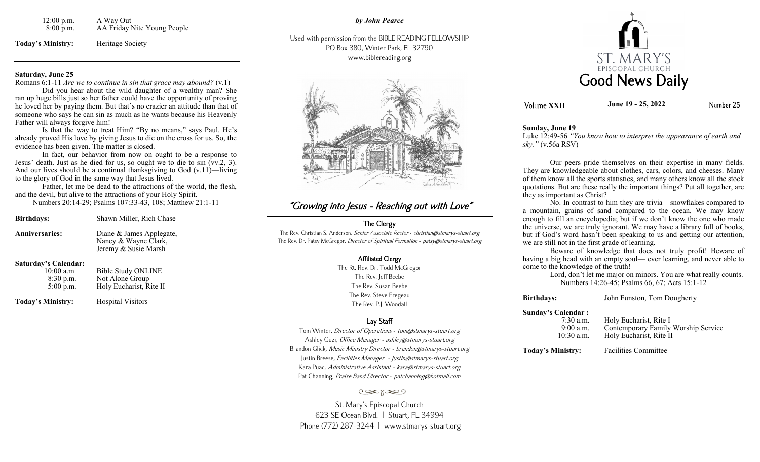| | |
|---|---|
| 12:00 p.m. | A Way Out |
| 8:00 p.m. | AA Friday Nite Young People |

**Today's Ministry:** Heritage Society

---

**Saturday, June 25**

Romans 6:1-11 *Are we to continue in sin that grace may abound?* (v.1)

Did you hear about the wild daughter of a wealthy man? She ran up huge bills just so her father could have the opportunity of proving he loved her by paying them. But that's no crazier an attitude than that of someone who says he can sin as much as he wants because his Heavenly Father will always forgive him!

Is that the way to treat Him? "By no means," says Paul. He's already proved His love by giving Jesus to die on the cross for us. So, the evidence has been given. The matter is closed.

In fact, our behavior from now on ought to be a response to Jesus' death. Just as he died for us, so ought we to die to sin (vv.2, 3). And our lives should be a continual thanksgiving to God (v.11)—living to the glory of God in the same way that Jesus lived.

Father, let me be dead to the attractions of the world, the flesh, and the devil, but alive to the attractions of your Holy Spirit.

Numbers 20:14-29; Psalms 107:33-43, 108; Matthew 21:1-11

**Birthdays:** Shawn Miller, Rich Chase

**Anniversaries:** Diane & James Applegate, Nancy & Wayne Clark, Jeremy & Susie Marsh

**Saturday's Calendar:**

| | |
|---|---|
| 10:00 a.m | Bible Study ONLINE |
| 8:30 p.m. | Not Alone Group |
| 5:00 p.m. | Holy Eucharist, Rite II |

**Today's Ministry:** Hospital Visitors

***by John Pearce***

Used with permission from the BIBLE READING FELLOWSHIP
PO Box 380, Winter Park, FL 32790
www.biblereading.org

## "Growing into Jesus - Reaching out with Love"

### The Clergy

The Rev. Christian S. Anderson, *Senior Associate Rector - christian@stmarys-stuart.org*
The Rev. Dr. Patsy McGregor, *Director of Spiritual Formation - patsy@stmarys-stuart.org*

### Affiliated Clergy

The Rt. Rev. Dr. Todd McGregor
The Rev. Jeff Beebe
The Rev. Susan Beebe
The Rev. Steve Fregeau
The Rev. P.J. Woodall

### Lay Staff

Tom Winter, *Director of Operations - tom@stmarys-stuart.org*
Ashley Guzi, *Office Manager - ashley@stmarys-stuart.org*
Brandon Glick, *Music Ministry Director - brandon@stmarys-stuart.org*
Justin Breese, *Facilities Manager - justin@stmarys-stuart.org*
Kara Puac, *Administrative Assistant - kara@stmarys-stuart.org*
Pat Channing, *Praise Band Director - patchanning@hotmail.com*

St. Mary's Episcopal Church
623 SE Ocean Blvd. | Stuart, FL 34994
Phone (772) 287-3244 | www.stmarys-stuart.org

# ST. MARY'S EPISCOPAL CHURCH
# Good News Daily

Volume **XXII** — **June 19 - 25, 2022** — Number 25

**Sunday, June 19**

Luke 12:49-56 *"You know how to interpret the appearance of earth and sky."* (v.56a RSV)

Our peers pride themselves on their expertise in many fields. They are knowledgeable about clothes, cars, colors, and cheeses. Many of them know all the sports statistics, and many others know all the stock quotations. But are these really the important things? Put all together, are they as important as Christ?

No. In contrast to him they are trivia—snowflakes compared to a mountain, grains of sand compared to the ocean. We may know enough to fill an encyclopedia; but if we don't know the one who made the universe, we are truly ignorant. We may have a library full of books, but if God's word hasn't been speaking to us and getting our attention, we are still not in the first grade of learning.

Beware of knowledge that does not truly profit! Beware of having a big head with an empty soul— ever learning, and never able to come to the knowledge of the truth!

Lord, don't let me major on minors. You are what really counts.

Numbers 14:26-45; Psalms 66, 67; Acts 15:1-12

**Birthdays:** John Funston, Tom Dougherty

**Sunday's Calendar :**

| | |
|---|---|
| 7:30 a.m. | Holy Eucharist, Rite I |
| 9:00 a.m. | Contemporary Family Worship Service |
| 10:30 a.m. | Holy Eucharist, Rite II |

**Today's Ministry:** Facilities Committee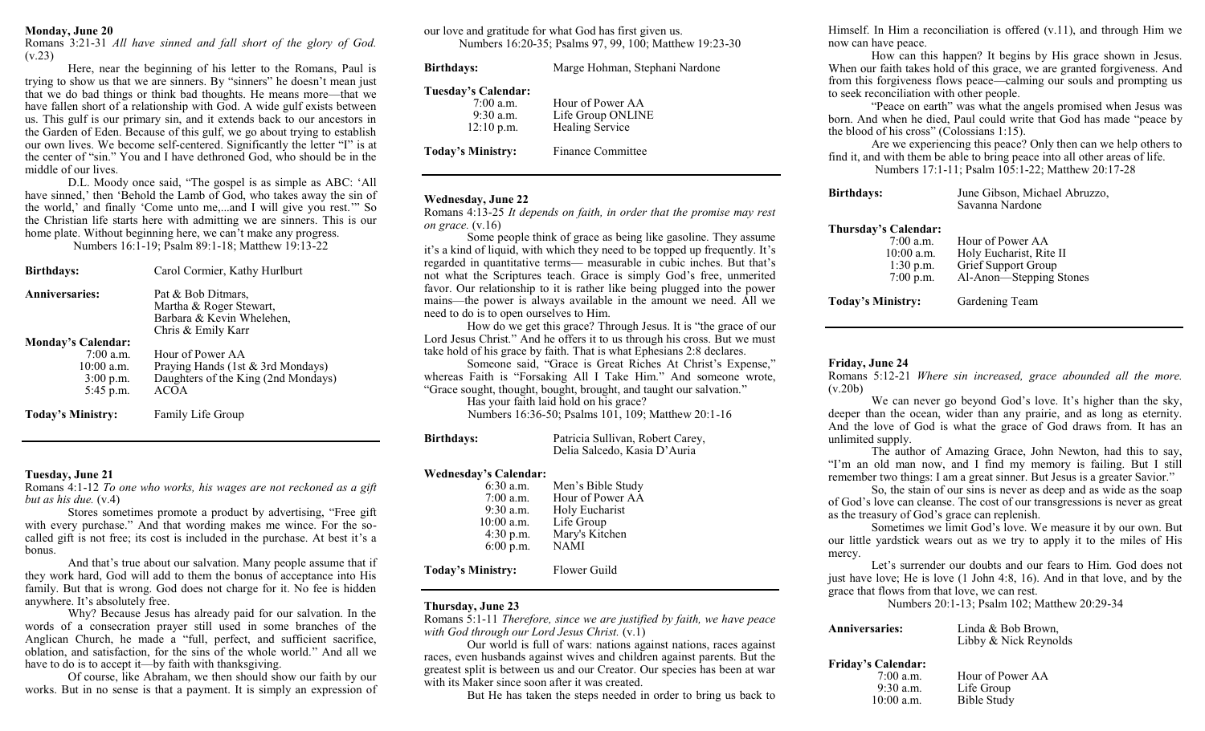**Monday, June 20**

Romans 3:21-31 *All have sinned and fall short of the glory of God.* (v.23)

Here, near the beginning of his letter to the Romans, Paul is trying to show us that we are sinners. By "sinners" he doesn't mean just that we do bad things or think bad thoughts. He means more—that we have fallen short of a relationship with God. A wide gulf exists between us. This gulf is our primary sin, and it extends back to our ancestors in the Garden of Eden. Because of this gulf, we go about trying to establish our own lives. We become self-centered. Significantly the letter "I" is at the center of "sin." You and I have dethroned God, who should be in the middle of our lives.

D.L. Moody once said, "The gospel is as simple as ABC: 'All have sinned,' then 'Behold the Lamb of God, who takes away the sin of the world,' and finally 'Come unto me,...and I will give you rest.'" So the Christian life starts here with admitting we are sinners. This is our home plate. Without beginning here, we can't make any progress.

Numbers 16:1-19; Psalm 89:1-18; Matthew 19:13-22

| | |
|---|---|
| **Birthdays:** | Carol Cormier, Kathy Hurlburt |
| **Anniversaries:** | Pat & Bob Ditmars, Martha & Roger Stewart, Barbara & Kevin Whelehen, Chris & Emily Karr |
| **Monday's Calendar:** | |
| 7:00 a.m. | Hour of Power AA |
| 10:00 a.m. | Praying Hands (1st & 3rd Mondays) |
| 3:00 p.m. | Daughters of the King (2nd Mondays) |
| 5:45 p.m. | ACOA |
| **Today's Ministry:** | Family Life Group |

**Tuesday, June 21**

Romans 4:1-12 *To one who works, his wages are not reckoned as a gift but as his due.* (v.4)

Stores sometimes promote a product by advertising, "Free gift with every purchase." And that wording makes me wince. For the so-called gift is not free; its cost is included in the purchase. At best it's a bonus.

And that's true about our salvation. Many people assume that if they work hard, God will add to them the bonus of acceptance into His family. But that is wrong. God does not charge for it. No fee is hidden anywhere. It's absolutely free.

Why? Because Jesus has already paid for our salvation. In the words of a consecration prayer still used in some branches of the Anglican Church, he made a "full, perfect, and sufficient sacrifice, oblation, and satisfaction, for the sins of the whole world." And all we have to do is to accept it—by faith with thanksgiving.

Of course, like Abraham, we then should show our faith by our works. But in no sense is that a payment. It is simply an expression of our love and gratitude for what God has first given us.

Numbers 16:20-35; Psalms 97, 99, 100; Matthew 19:23-30

| | |
|---|---|
| **Birthdays:** | Marge Hohman, Stephani Nardone |
| **Tuesday's Calendar:** | |
| 7:00 a.m. | Hour of Power AA |
| 9:30 a.m. | Life Group ONLINE |
| 12:10 p.m. | Healing Service |
| **Today's Ministry:** | Finance Committee |

**Wednesday, June 22**

Romans 4:13-25 *It depends on faith, in order that the promise may rest on grace.* (v.16)

Some people think of grace as being like gasoline. They assume it's a kind of liquid, with which they need to be topped up frequently. It's regarded in quantitative terms— measurable in cubic inches. But that's not what the Scriptures teach. Grace is simply God's free, unmerited favor. Our relationship to it is rather like being plugged into the power mains—the power is always available in the amount we need. All we need to do is to open ourselves to Him.

How do we get this grace? Through Jesus. It is "the grace of our Lord Jesus Christ." And he offers it to us through his cross. But we must take hold of his grace by faith. That is what Ephesians 2:8 declares.

Someone said, "Grace is Great Riches At Christ's Expense," whereas Faith is "Forsaking All I Take Him." And someone wrote, "Grace sought, thought, bought, brought, and taught our salvation."

Has your faith laid hold on his grace?

Numbers 16:36-50; Psalms 101, 109; Matthew 20:1-16

| | |
|---|---|
| **Birthdays:** | Patricia Sullivan, Robert Carey, Delia Salcedo, Kasia D'Auria |
| **Wednesday's Calendar:** | |
| 6:30 a.m. | Men's Bible Study |
| 7:00 a.m. | Hour of Power AA |
| 9:30 a.m. | Holy Eucharist |
| 10:00 a.m. | Life Group |
| 4:30 p.m. | Mary's Kitchen |
| 6:00 p.m. | NAMI |
| **Today's Ministry:** | Flower Guild |

**Thursday, June 23**

Romans 5:1-11 *Therefore, since we are justified by faith, we have peace with God through our Lord Jesus Christ.* (v.1)

Our world is full of wars: nations against nations, races against races, even husbands against wives and children against parents. But the greatest split is between us and our Creator. Our species has been at war with its Maker since soon after it was created.

But He has taken the steps needed in order to bring us back to Himself. In Him a reconciliation is offered (v.11), and through Him we now can have peace.

How can this happen? It begins by His grace shown in Jesus. When our faith takes hold of this grace, we are granted forgiveness. And from this forgiveness flows peace—calming our souls and prompting us to seek reconciliation with other people.

"Peace on earth" was what the angels promised when Jesus was born. And when he died, Paul could write that God has made "peace by the blood of his cross" (Colossians 1:15).

Are we experiencing this peace? Only then can we help others to find it, and with them be able to bring peace into all other areas of life.

Numbers 17:1-11; Psalm 105:1-22; Matthew 20:17-28

| | |
|---|---|
| **Birthdays:** | June Gibson, Michael Abruzzo, Savanna Nardone |
| **Thursday's Calendar:** | |
| 7:00 a.m. | Hour of Power AA |
| 10:00 a.m. | Holy Eucharist, Rite II |
| 1:30 p.m. | Grief Support Group |
| 7:00 p.m. | Al-Anon—Stepping Stones |
| **Today's Ministry:** | Gardening Team |

**Friday, June 24**

Romans 5:12-21 *Where sin increased, grace abounded all the more.* (v.20b)

We can never go beyond God's love. It's higher than the sky, deeper than the ocean, wider than any prairie, and as long as eternity. And the love of God is what the grace of God draws from. It has an unlimited supply.

The author of Amazing Grace, John Newton, had this to say, "I'm an old man now, and I find my memory is failing. But I still remember two things: I am a greater sinner. But Jesus is a greater Savior."

So, the stain of our sins is never as deep and as wide as the soap of God's love can cleanse. The cost of our transgressions is never as great as the treasury of God's grace can replenish.

Sometimes we limit God's love. We measure it by our own. But our little yardstick wears out as we try to apply it to the miles of His mercy.

Let's surrender our doubts and our fears to Him. God does not just have love; He is love (1 John 4:8, 16). And in that love, and by the grace that flows from that love, we can rest.

Numbers 20:1-13; Psalm 102; Matthew 20:29-34

| | |
|---|---|
| **Anniversaries:** | Linda & Bob Brown, Libby & Nick Reynolds |
| **Friday's Calendar:** | |
| 7:00 a.m. | Hour of Power AA |
| 9:30 a.m. | Life Group |
| 10:00 a.m. | Bible Study |